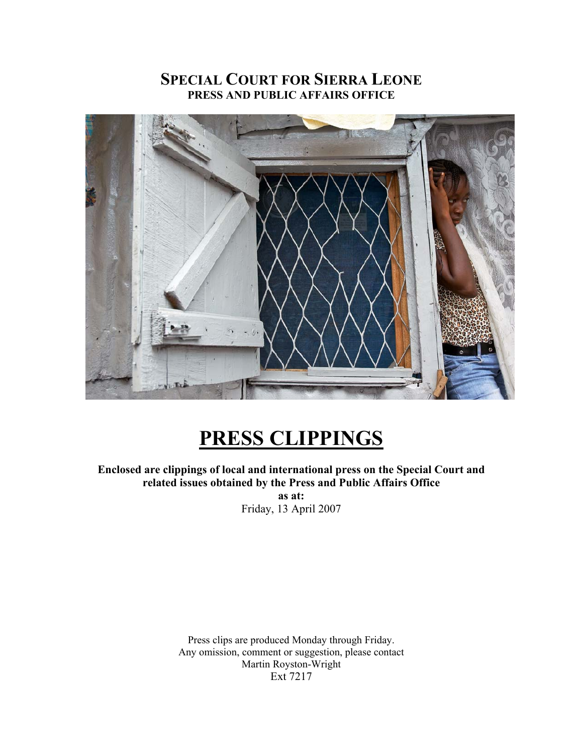# SPECIAL COURT FOR SIERRA LEONE

## PRESS AND PUBLIC AFFAIRS OFFICE

# PRESS CLIPPINGS

**Enclosed are clippings of local and international press on the Special Court and related issues obtained by the Press and Public Affairs Office**

**as at:**

Friday, 13 April 2007

Press clips are produced Monday through Friday.
Any omission, comment or suggestion, please contact
Martin Royston-Wright
Ext 7217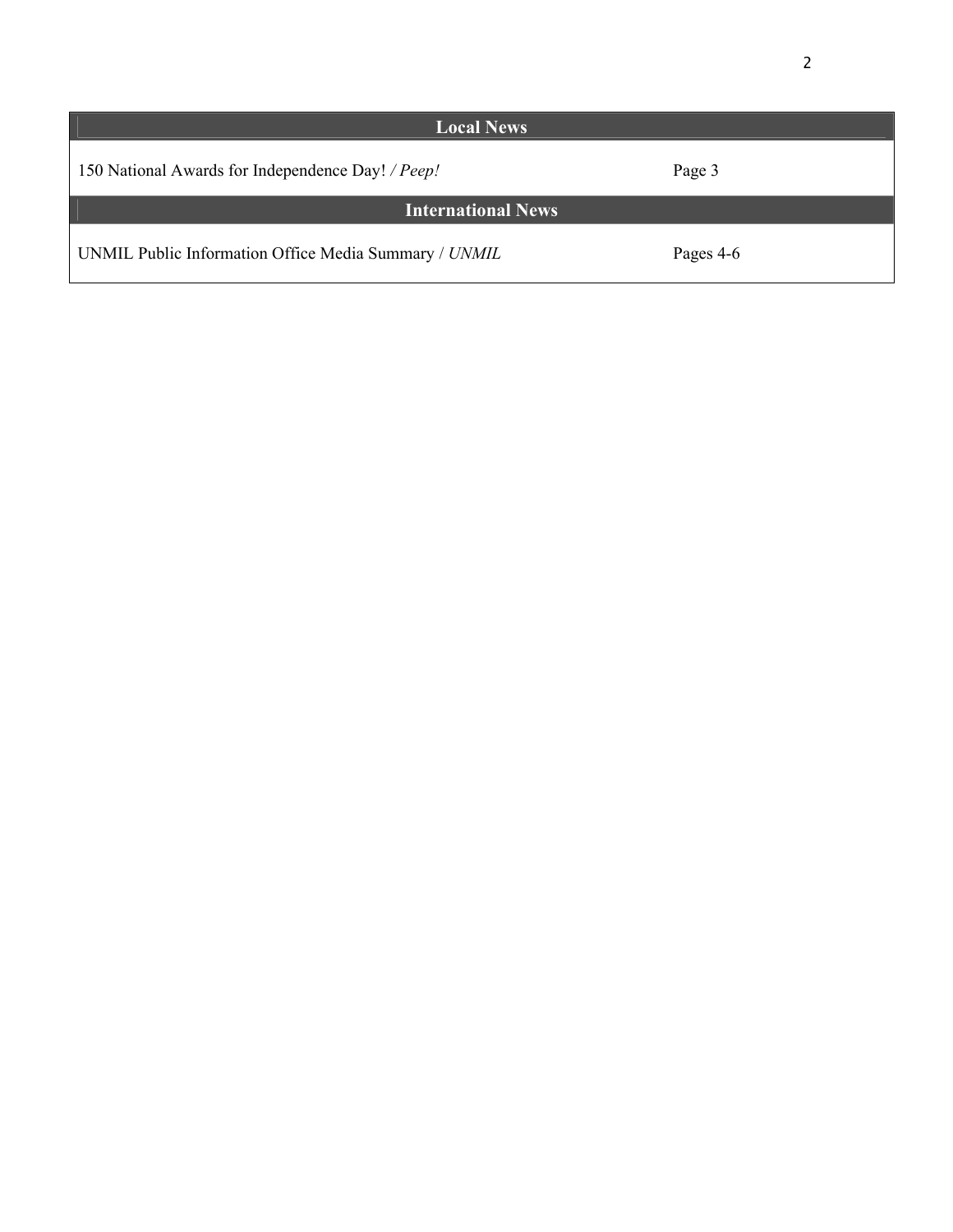| Local News | |
|---|---|
| 150 National Awards for Independence Day! / *Peep!* | Page 3 |
| **International News** | |
| UNMIL Public Information Office Media Summary / *UNMIL* | Pages 4-6 |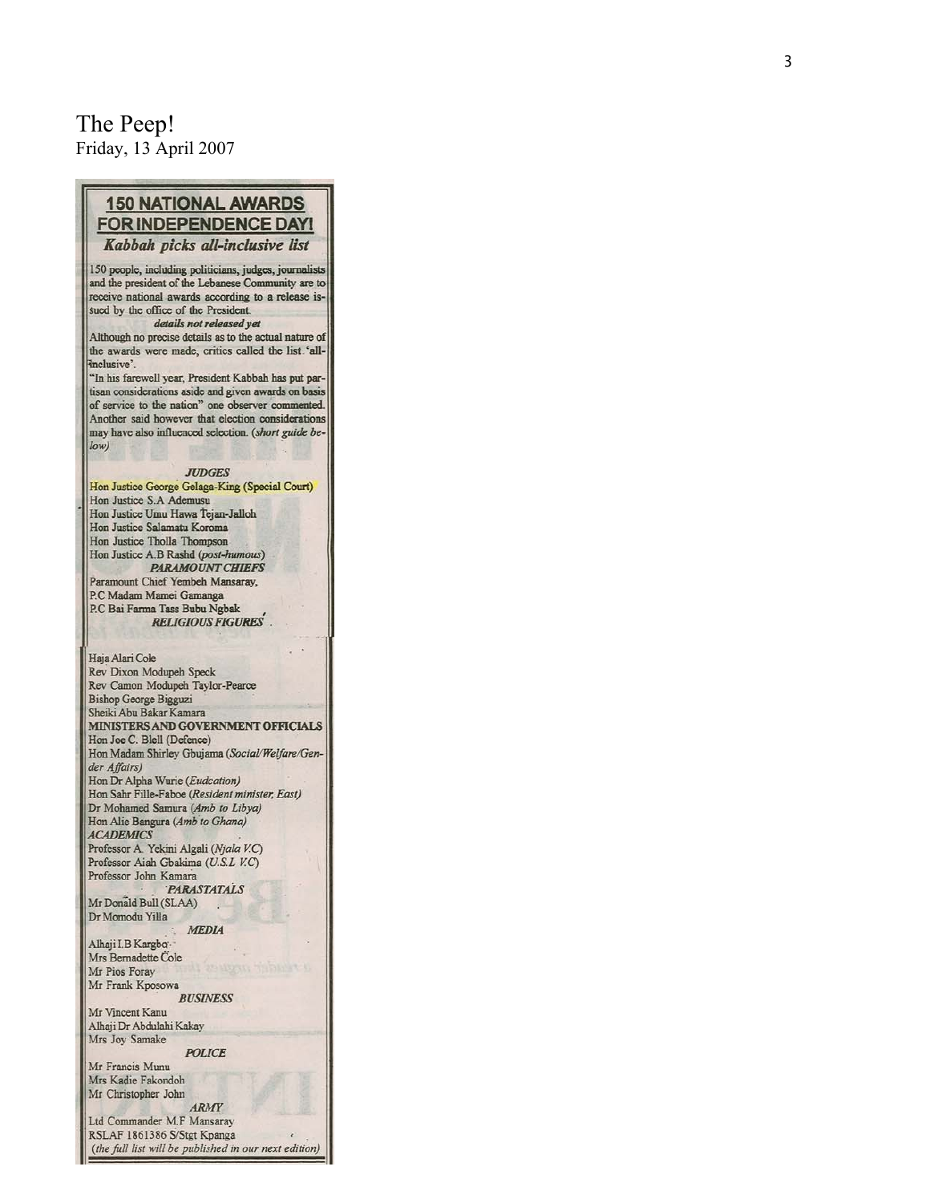The Peep!
Friday, 13 April 2007

# 150 NATIONAL AWARDS FOR INDEPENDENCE DAY!

### *Kabbah picks all-inclusive list*

150 people, including politicians, judges, journalists and the president of the Lebanese Community are to receive national awards according to a release issued by the office of the President.

***details not released yet***

Although no precise details as to the actual nature of the awards were made, critics called the list 'all-inclusive'.

"In his farewell year, President Kabbah has put partisan considerations aside and given awards on basis of service to the nation" one observer commented. Another said however that election considerations may have also influenced selection. (*short guide below*)

***JUDGES***

Hon Justice George Gelaga-King (Special Court)
Hon Justice S.A Ademusu
Hon Justice Umu Hawa Tejan-Jalloh
Hon Justice Salamatu Koroma
Hon Justice Tholla Thompson
Hon Justice A.B Rashd (*post-humous*)

***PARAMOUNT CHIEFS***

Paramount Chief Yembeh Mansaray.
P.C Madam Mamei Gamanga
P.C Bai Farma Tass Bubu Ngbak

***RELIGIOUS FIGURES***

Haja Alari Cole
Rev Dixon Modupeh Speck
Rev Camon Modupeh Taylor-Pearce
Bishop George Bigguzi
Sheiki Abu Bakar Kamara

**MINISTERS AND GOVERNMENT OFFICIALS**

Hon Joe C. Blell (Defence)
Hon Madam Shirley Gbujama (*Social/Welfare/Gender Affairs*)
Hon Dr Alpha Wurie (*Eudcation*)
Hon Sahr Fille-Faboe (*Resident minister, East*)
Dr Mohamed Samura (*Amb to Libya*)
Hon Alie Bangura (*Amb to Ghana*)

***ACADEMICS***

Professor A. Yekini Algali (*Njala V.C*)
Professor Aiah Gbakima (*U.S.L V.C*)
Professor John Kamara

***PARASTATALS***

Mr Donald Bull (SLAA)
Dr Momodu Yilla

***MEDIA***

Alhaji I.B Kargbo
Mrs Bernadette Cole
Mr Pios Foray
Mr Frank Kposowa

***BUSINESS***

Mr Vincent Kanu
Alhaji Dr Abdulahi Kakay
Mrs Joy Samake

***POLICE***

Mr Francis Munu
Mrs Kadie Fakondoh
Mr Christopher John

***ARMY***

Ltd Commander M.F Mansaray
RSLAF 1861386 S/Stgt Kpanga

(*the full list will be published in our next edition*)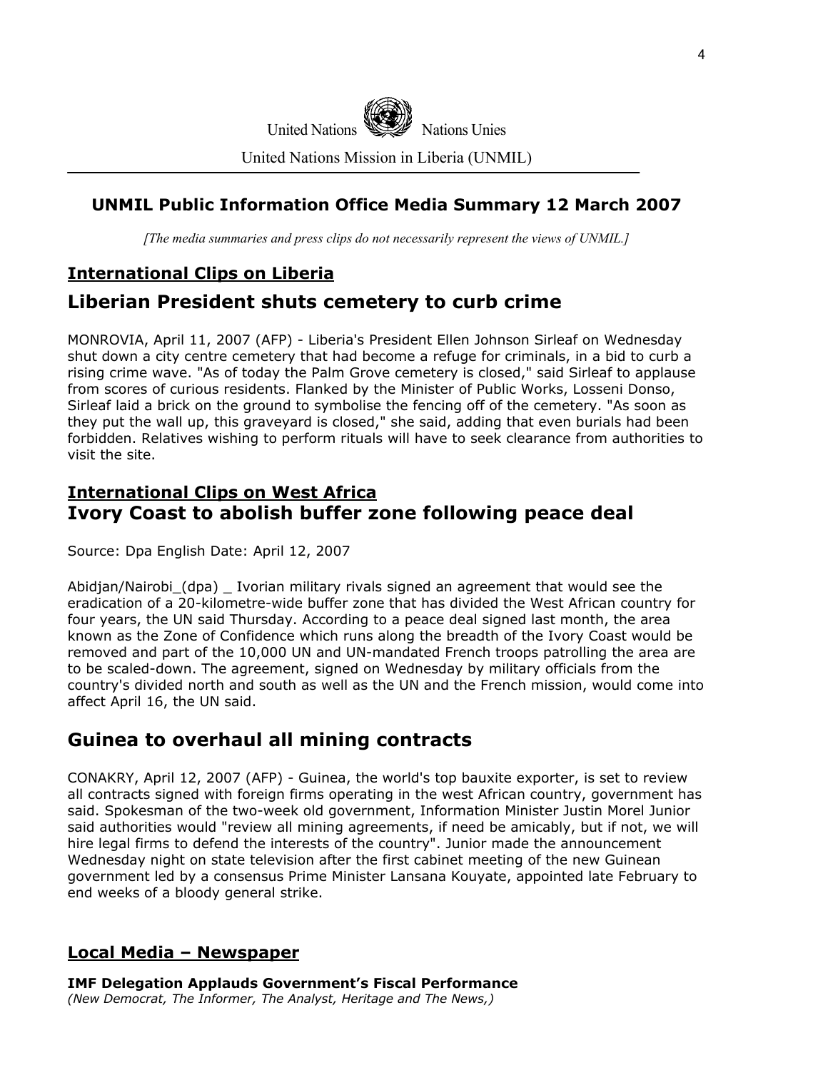United Nations Nations Unies

United Nations Mission in Liberia (UNMIL)

## UNMIL Public Information Office Media Summary 12 March 2007

*[The media summaries and press clips do not necessarily represent the views of UNMIL.]*

### International Clips on Liberia

## Liberian President shuts cemetery to curb crime

MONROVIA, April 11, 2007 (AFP) - Liberia's President Ellen Johnson Sirleaf on Wednesday shut down a city centre cemetery that had become a refuge for criminals, in a bid to curb a rising crime wave. "As of today the Palm Grove cemetery is closed," said Sirleaf to applause from scores of curious residents. Flanked by the Minister of Public Works, Losseni Donso, Sirleaf laid a brick on the ground to symbolise the fencing off of the cemetery. "As soon as they put the wall up, this graveyard is closed," she said, adding that even burials had been forbidden. Relatives wishing to perform rituals will have to seek clearance from authorities to visit the site.

### International Clips on West Africa

## Ivory Coast to abolish buffer zone following peace deal

Source: Dpa English Date: April 12, 2007

Abidjan/Nairobi_(dpa) _ Ivorian military rivals signed an agreement that would see the eradication of a 20-kilometre-wide buffer zone that has divided the West African country for four years, the UN said Thursday. According to a peace deal signed last month, the area known as the Zone of Confidence which runs along the breadth of the Ivory Coast would be removed and part of the 10,000 UN and UN-mandated French troops patrolling the area are to be scaled-down. The agreement, signed on Wednesday by military officials from the country's divided north and south as well as the UN and the French mission, would come into affect April 16, the UN said.

## Guinea to overhaul all mining contracts

CONAKRY, April 12, 2007 (AFP) - Guinea, the world's top bauxite exporter, is set to review all contracts signed with foreign firms operating in the west African country, government has said. Spokesman of the two-week old government, Information Minister Justin Morel Junior said authorities would "review all mining agreements, if need be amicably, but if not, we will hire legal firms to defend the interests of the country". Junior made the announcement Wednesday night on state television after the first cabinet meeting of the new Guinean government led by a consensus Prime Minister Lansana Kouyate, appointed late February to end weeks of a bloody general strike.

### Local Media – Newspaper

**IMF Delegation Applauds Government's Fiscal Performance**
*(New Democrat, The Informer, The Analyst, Heritage and The News,)*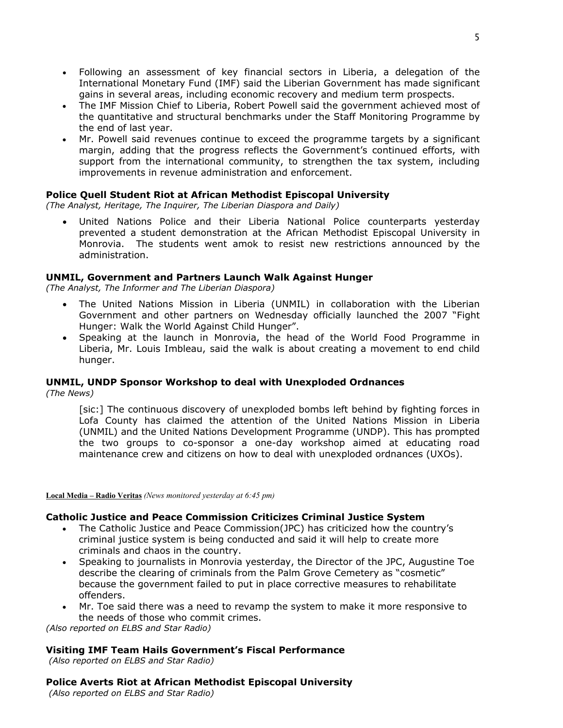- Following an assessment of key financial sectors in Liberia, a delegation of the International Monetary Fund (IMF) said the Liberian Government has made significant gains in several areas, including economic recovery and medium term prospects.
- The IMF Mission Chief to Liberia, Robert Powell said the government achieved most of the quantitative and structural benchmarks under the Staff Monitoring Programme by the end of last year.
- Mr. Powell said revenues continue to exceed the programme targets by a significant margin, adding that the progress reflects the Government's continued efforts, with support from the international community, to strengthen the tax system, including improvements in revenue administration and enforcement.

**Police Quell Student Riot at African Methodist Episcopal University**
*(The Analyst, Heritage, The Inquirer, The Liberian Diaspora and Daily)*

- United Nations Police and their Liberia National Police counterparts yesterday prevented a student demonstration at the African Methodist Episcopal University in Monrovia. The students went amok to resist new restrictions announced by the administration.

**UNMIL, Government and Partners Launch Walk Against Hunger**
*(The Analyst, The Informer and The Liberian Diaspora)*

- The United Nations Mission in Liberia (UNMIL) in collaboration with the Liberian Government and other partners on Wednesday officially launched the 2007 "Fight Hunger: Walk the World Against Child Hunger".
- Speaking at the launch in Monrovia, the head of the World Food Programme in Liberia, Mr. Louis Imbleau, said the walk is about creating a movement to end child hunger.

**UNMIL, UNDP Sponsor Workshop to deal with Unexploded Ordnances**
*(The News)*

> [sic:] The continuous discovery of unexploded bombs left behind by fighting forces in Lofa County has claimed the attention of the United Nations Mission in Liberia (UNMIL) and the United Nations Development Programme (UNDP). This has prompted the two groups to co-sponsor a one-day workshop aimed at educating road maintenance crew and citizens on how to deal with unexploded ordnances (UXOs).

**Local Media – Radio Veritas** *(News monitored yesterday at 6:45 pm)*

**Catholic Justice and Peace Commission Criticizes Criminal Justice System**

- The Catholic Justice and Peace Commission(JPC) has criticized how the country's criminal justice system is being conducted and said it will help to create more criminals and chaos in the country.
- Speaking to journalists in Monrovia yesterday, the Director of the JPC, Augustine Toe describe the clearing of criminals from the Palm Grove Cemetery as "cosmetic" because the government failed to put in place corrective measures to rehabilitate offenders.
- Mr. Toe said there was a need to revamp the system to make it more responsive to the needs of those who commit crimes.

*(Also reported on ELBS and Star Radio)*

**Visiting IMF Team Hails Government's Fiscal Performance**
*(Also reported on ELBS and Star Radio)*

**Police Averts Riot at African Methodist Episcopal University**
*(Also reported on ELBS and Star Radio)*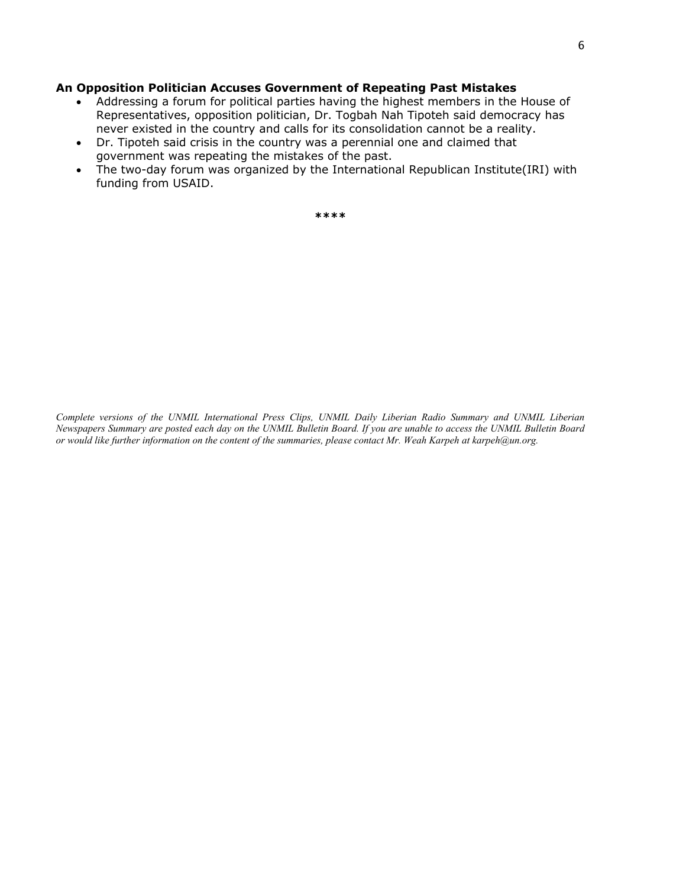**An Opposition Politician Accuses Government of Repeating Past Mistakes**

- Addressing a forum for political parties having the highest members in the House of Representatives, opposition politician, Dr. Togbah Nah Tipoteh said democracy has never existed in the country and calls for its consolidation cannot be a reality.
- Dr. Tipoteh said crisis in the country was a perennial one and claimed that government was repeating the mistakes of the past.
- The two-day forum was organized by the International Republican Institute(IRI) with funding from USAID.

****

*Complete versions of the UNMIL International Press Clips, UNMIL Daily Liberian Radio Summary and UNMIL Liberian Newspapers Summary are posted each day on the UNMIL Bulletin Board. If you are unable to access the UNMIL Bulletin Board or would like further information on the content of the summaries, please contact Mr. Weah Karpeh at karpeh@un.org.*